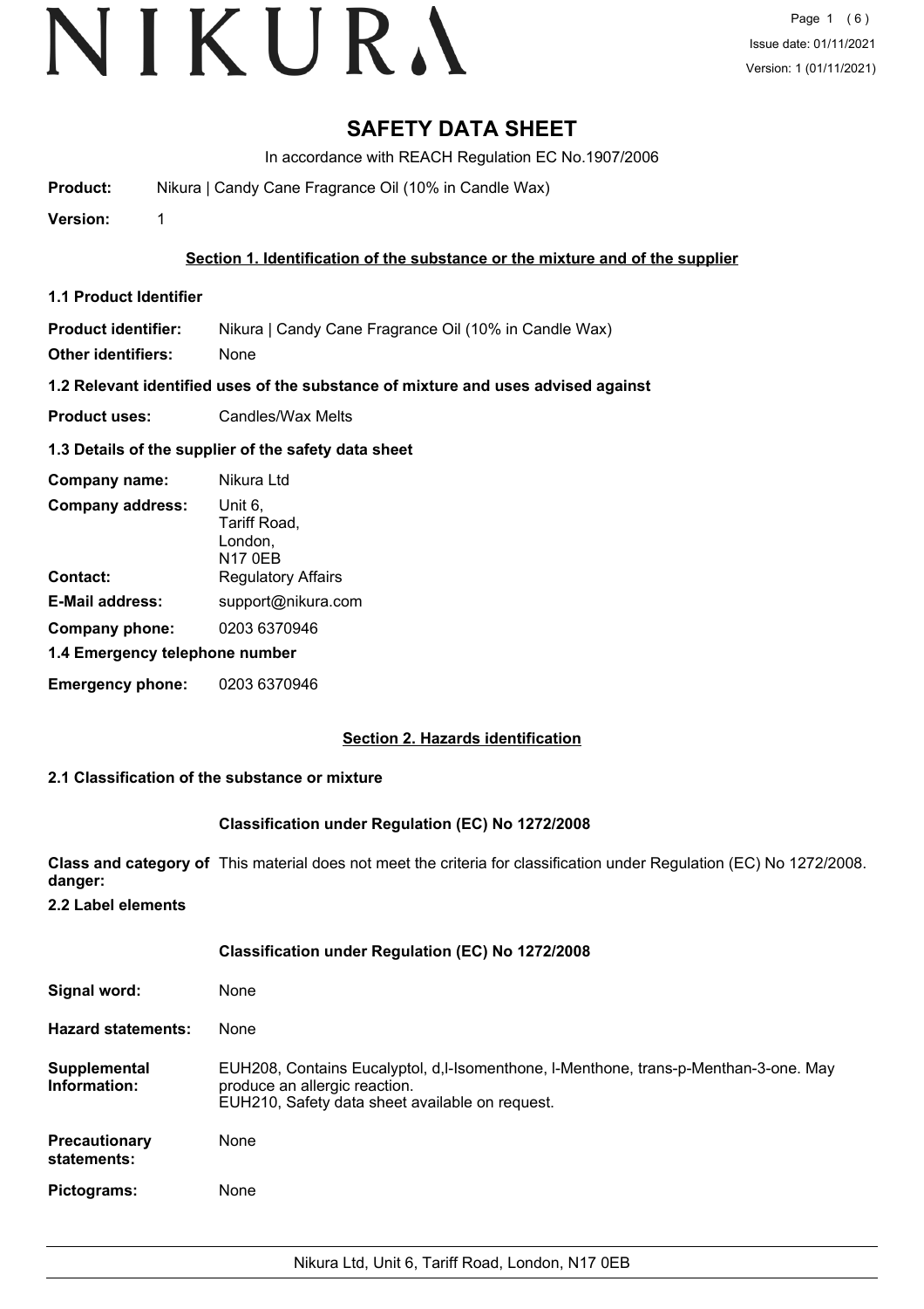# SAFETY DATA SHEET

In accordance with REACH Regulation EC No.1907/2006

**Product:** Nikura | Candy Cane Fragrance Oil (10% in Candle Wax)

**Version:** 1

## Section 1. Identification of the substance or the mixture and of the supplier

### 1.1 Product Identifier

**Product identifier:** Nikura | Candy Cane Fragrance Oil (10% in Candle Wax)

**Other identifiers:** None

### 1.2 Relevant identified uses of the substance of mixture and uses advised against

**Product uses:** Candles/Wax Melts

### 1.3 Details of the supplier of the safety data sheet

**Company name:** Nikura Ltd

**Company address:** Unit 6,
Tariff Road,
London,
N17 0EB

**Contact:** Regulatory Affairs

**E-Mail address:** support@nikura.com

**Company phone:** 0203 6370946

### 1.4 Emergency telephone number

**Emergency phone:** 0203 6370946

## Section 2. Hazards identification

### 2.1 Classification of the substance or mixture

**Classification under Regulation (EC) No 1272/2008**

**Class and category of danger:** This material does not meet the criteria for classification under Regulation (EC) No 1272/2008.

### 2.2 Label elements

**Classification under Regulation (EC) No 1272/2008**

**Signal word:** None

**Hazard statements:** None

**Supplemental Information:** EUH208, Contains Eucalyptol, d,l-Isomenthone, l-Menthone, trans-p-Menthan-3-one. May produce an allergic reaction.
EUH210, Safety data sheet available on request.

**Precautionary statements:** None

**Pictograms:** None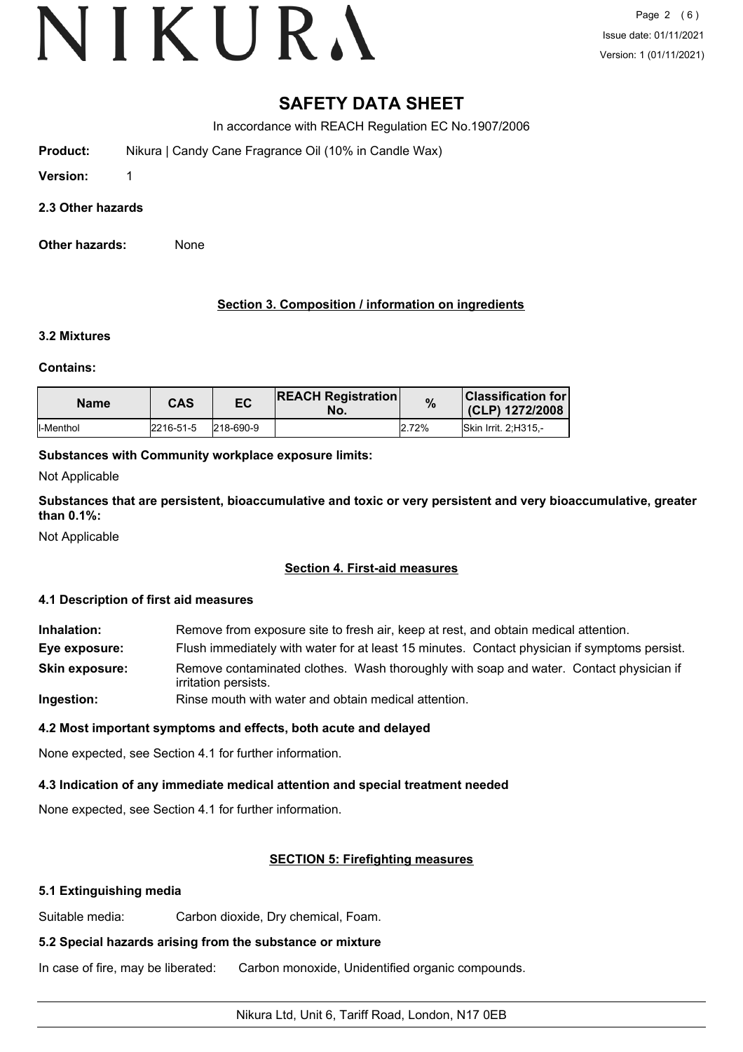# SAFETY DATA SHEET

In accordance with REACH Regulation EC No.1907/2006

**Product:** Nikura | Candy Cane Fragrance Oil (10% in Candle Wax)

**Version:** 1

**2.3 Other hazards**

**Other hazards:** None

## Section 3. Composition / information on ingredients

**3.2 Mixtures**

**Contains:**

| Name | CAS | EC | REACH Registration No. | % | Classification for (CLP) 1272/2008 |
|---|---|---|---|---|---|
| l-Menthol | 2216-51-5 | 218-690-9 | | 2.72% | Skin Irrit. 2;H315,- |

**Substances with Community workplace exposure limits:**

Not Applicable

**Substances that are persistent, bioaccumulative and toxic or very persistent and very bioaccumulative, greater than 0.1%:**

Not Applicable

## Section 4. First-aid measures

**4.1 Description of first aid measures**

**Inhalation:** Remove from exposure site to fresh air, keep at rest, and obtain medical attention.

**Eye exposure:** Flush immediately with water for at least 15 minutes. Contact physician if symptoms persist.

**Skin exposure:** Remove contaminated clothes. Wash thoroughly with soap and water. Contact physician if irritation persists.

**Ingestion:** Rinse mouth with water and obtain medical attention.

**4.2 Most important symptoms and effects, both acute and delayed**

None expected, see Section 4.1 for further information.

**4.3 Indication of any immediate medical attention and special treatment needed**

None expected, see Section 4.1 for further information.

## SECTION 5: Firefighting measures

**5.1 Extinguishing media**

Suitable media: Carbon dioxide, Dry chemical, Foam.

**5.2 Special hazards arising from the substance or mixture**

In case of fire, may be liberated: Carbon monoxide, Unidentified organic compounds.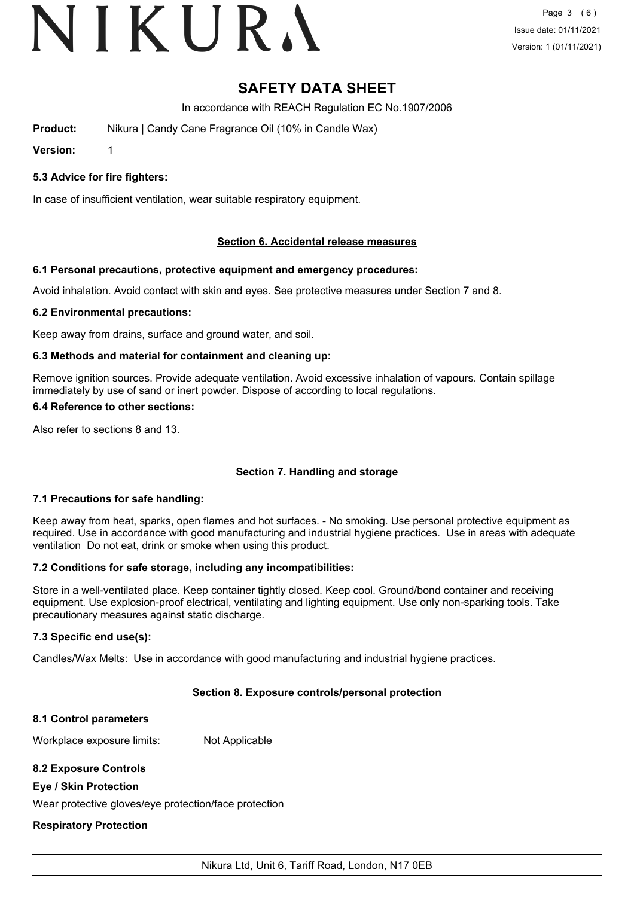**5.3 Advice for fire fighters:**

In case of insufficient ventilation, wear suitable respiratory equipment.

## Section 6. Accidental release measures

**6.1 Personal precautions, protective equipment and emergency procedures:**

Avoid inhalation. Avoid contact with skin and eyes. See protective measures under Section 7 and 8.

**6.2 Environmental precautions:**

Keep away from drains, surface and ground water, and soil.

**6.3 Methods and material for containment and cleaning up:**

Remove ignition sources. Provide adequate ventilation. Avoid excessive inhalation of vapours. Contain spillage immediately by use of sand or inert powder. Dispose of according to local regulations.

**6.4 Reference to other sections:**

Also refer to sections 8 and 13.

## Section 7. Handling and storage

**7.1 Precautions for safe handling:**

Keep away from heat, sparks, open flames and hot surfaces. - No smoking. Use personal protective equipment as required. Use in accordance with good manufacturing and industrial hygiene practices. Use in areas with adequate ventilation Do not eat, drink or smoke when using this product.

**7.2 Conditions for safe storage, including any incompatibilities:**

Store in a well-ventilated place. Keep container tightly closed. Keep cool. Ground/bond container and receiving equipment. Use explosion-proof electrical, ventilating and lighting equipment. Use only non-sparking tools. Take precautionary measures against static discharge.

**7.3 Specific end use(s):**

Candles/Wax Melts: Use in accordance with good manufacturing and industrial hygiene practices.

## Section 8. Exposure controls/personal protection

**8.1 Control parameters**

Workplace exposure limits: Not Applicable

**8.2 Exposure Controls**

**Eye / Skin Protection**

Wear protective gloves/eye protection/face protection

**Respiratory Protection**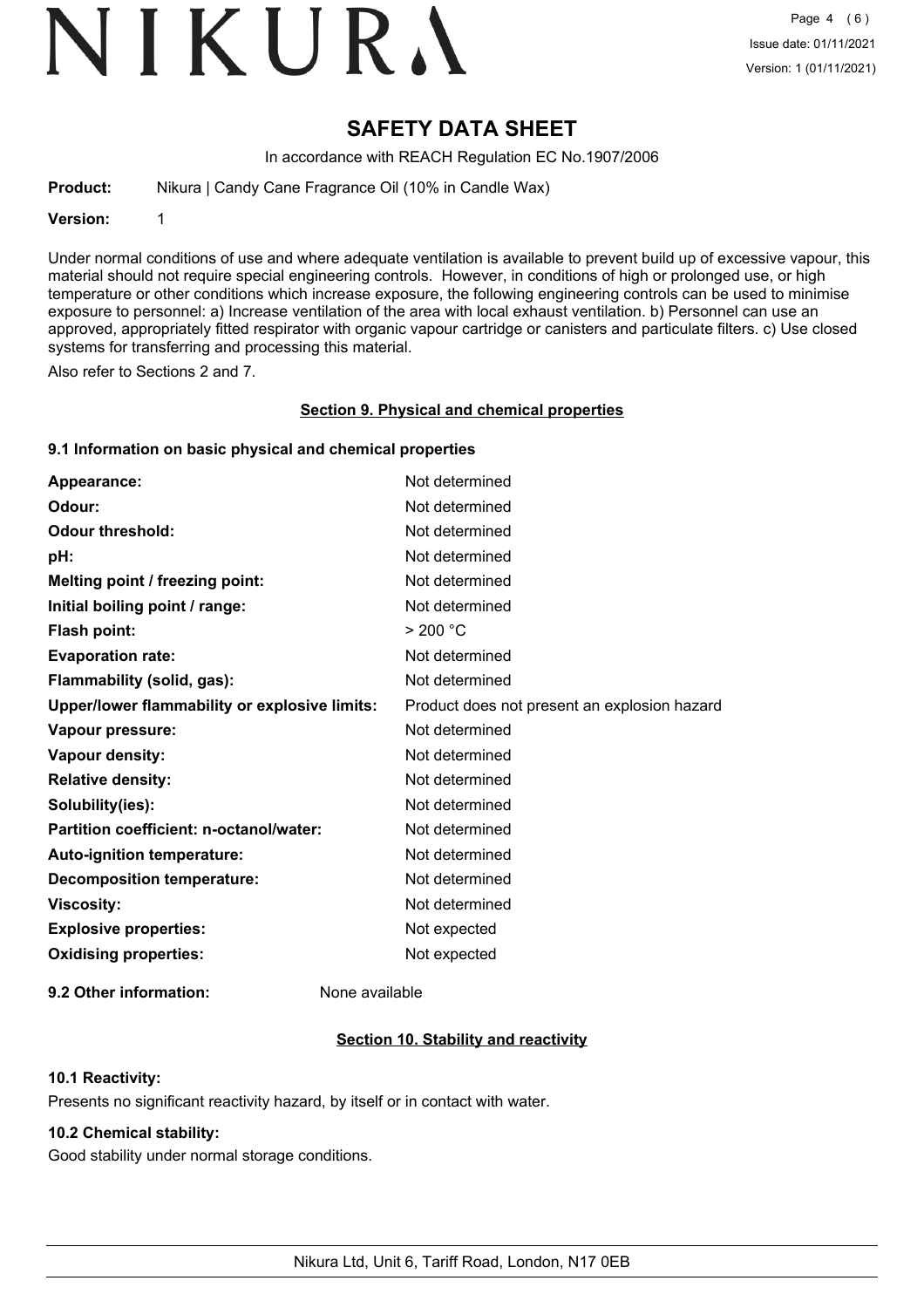# SAFETY DATA SHEET

In accordance with REACH Regulation EC No.1907/2006

**Product:** Nikura | Candy Cane Fragrance Oil (10% in Candle Wax)

**Version:** 1

Under normal conditions of use and where adequate ventilation is available to prevent build up of excessive vapour, this material should not require special engineering controls. However, in conditions of high or prolonged use, or high temperature or other conditions which increase exposure, the following engineering controls can be used to minimise exposure to personnel: a) Increase ventilation of the area with local exhaust ventilation. b) Personnel can use an approved, appropriately fitted respirator with organic vapour cartridge or canisters and particulate filters. c) Use closed systems for transferring and processing this material.

Also refer to Sections 2 and 7.

## Section 9. Physical and chemical properties

### 9.1 Information on basic physical and chemical properties

| | |
|---|---|
| **Appearance:** | Not determined |
| **Odour:** | Not determined |
| **Odour threshold:** | Not determined |
| **pH:** | Not determined |
| **Melting point / freezing point:** | Not determined |
| **Initial boiling point / range:** | Not determined |
| **Flash point:** | > 200 °C |
| **Evaporation rate:** | Not determined |
| **Flammability (solid, gas):** | Not determined |
| **Upper/lower flammability or explosive limits:** | Product does not present an explosion hazard |
| **Vapour pressure:** | Not determined |
| **Vapour density:** | Not determined |
| **Relative density:** | Not determined |
| **Solubility(ies):** | Not determined |
| **Partition coefficient: n-octanol/water:** | Not determined |
| **Auto-ignition temperature:** | Not determined |
| **Decomposition temperature:** | Not determined |
| **Viscosity:** | Not determined |
| **Explosive properties:** | Not expected |
| **Oxidising properties:** | Not expected |

**9.2 Other information:** None available

## Section 10. Stability and reactivity

### 10.1 Reactivity:

Presents no significant reactivity hazard, by itself or in contact with water.

### 10.2 Chemical stability:

Good stability under normal storage conditions.

Nikura Ltd, Unit 6, Tariff Road, London, N17 0EB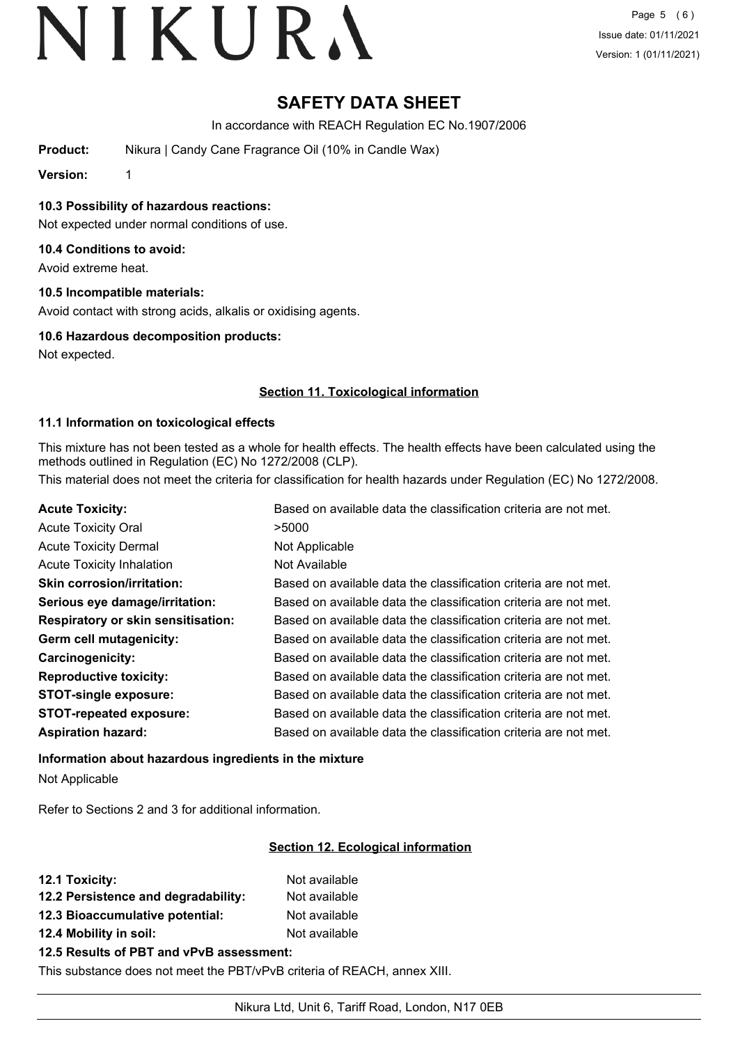# SAFETY DATA SHEET

In accordance with REACH Regulation EC No.1907/2006

**Product:** Nikura | Candy Cane Fragrance Oil (10% in Candle Wax)

**Version:** 1

### 10.3 Possibility of hazardous reactions:

Not expected under normal conditions of use.

### 10.4 Conditions to avoid:

Avoid extreme heat.

### 10.5 Incompatible materials:

Avoid contact with strong acids, alkalis or oxidising agents.

### 10.6 Hazardous decomposition products:

Not expected.

## Section 11. Toxicological information

### 11.1 Information on toxicological effects

This mixture has not been tested as a whole for health effects. The health effects have been calculated using the methods outlined in Regulation (EC) No 1272/2008 (CLP).

This material does not meet the criteria for classification for health hazards under Regulation (EC) No 1272/2008.

| | |
|---|---|
| **Acute Toxicity:** | Based on available data the classification criteria are not met. |
| Acute Toxicity Oral | >5000 |
| Acute Toxicity Dermal | Not Applicable |
| Acute Toxicity Inhalation | Not Available |
| **Skin corrosion/irritation:** | Based on available data the classification criteria are not met. |
| **Serious eye damage/irritation:** | Based on available data the classification criteria are not met. |
| **Respiratory or skin sensitisation:** | Based on available data the classification criteria are not met. |
| **Germ cell mutagenicity:** | Based on available data the classification criteria are not met. |
| **Carcinogenicity:** | Based on available data the classification criteria are not met. |
| **Reproductive toxicity:** | Based on available data the classification criteria are not met. |
| **STOT-single exposure:** | Based on available data the classification criteria are not met. |
| **STOT-repeated exposure:** | Based on available data the classification criteria are not met. |
| **Aspiration hazard:** | Based on available data the classification criteria are not met. |

### Information about hazardous ingredients in the mixture

Not Applicable

Refer to Sections 2 and 3 for additional information.

## Section 12. Ecological information

| | |
|---|---|
| **12.1 Toxicity:** | Not available |
| **12.2 Persistence and degradability:** | Not available |
| **12.3 Bioaccumulative potential:** | Not available |
| **12.4 Mobility in soil:** | Not available |

### 12.5 Results of PBT and vPvB assessment:

This substance does not meet the PBT/vPvB criteria of REACH, annex XIII.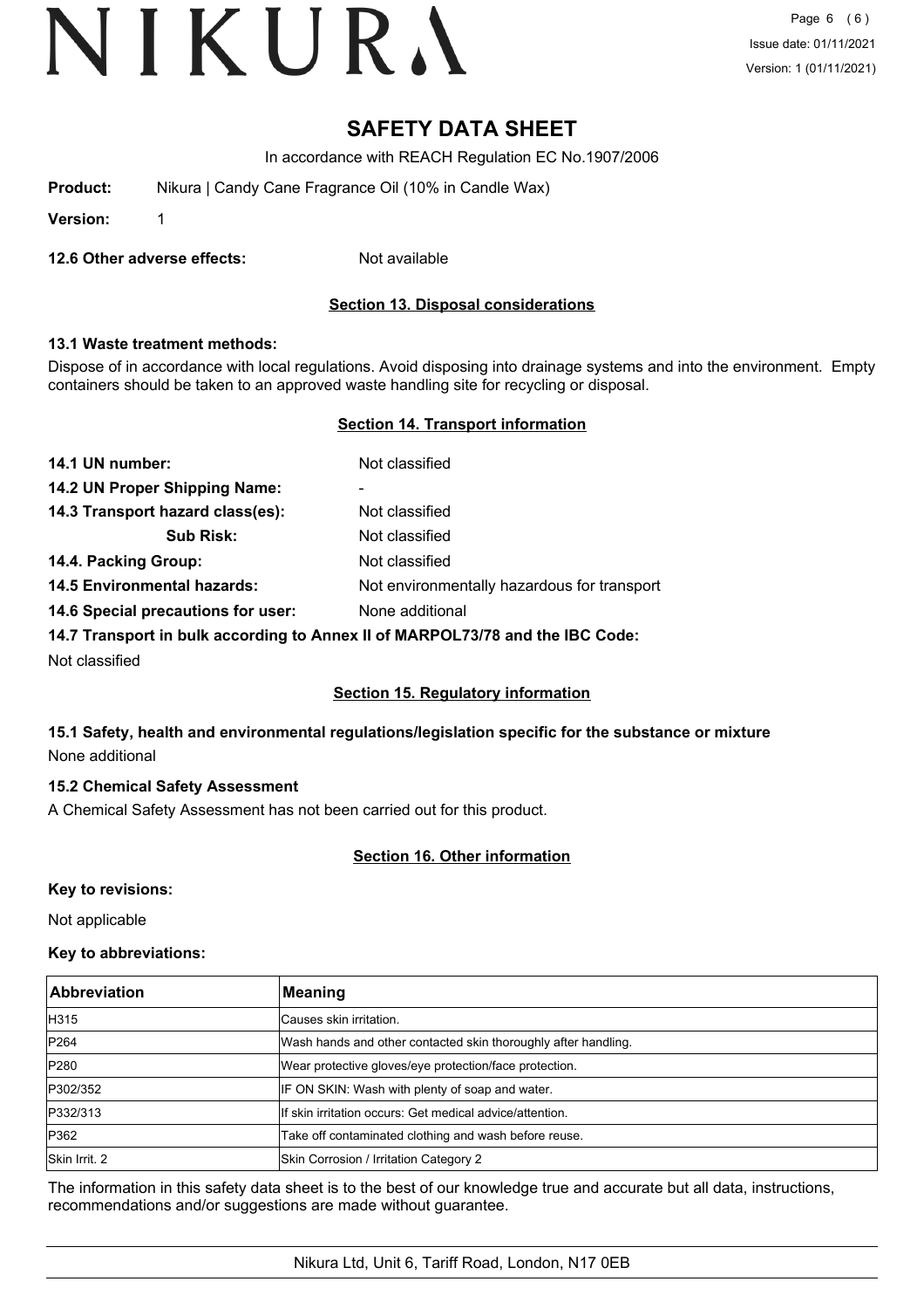# SAFETY DATA SHEET

In accordance with REACH Regulation EC No.1907/2006

**Product:** Nikura | Candy Cane Fragrance Oil (10% in Candle Wax)

**Version:** 1

**12.6 Other adverse effects:** Not available

## Section 13. Disposal considerations

### 13.1 Waste treatment methods:

Dispose of in accordance with local regulations. Avoid disposing into drainage systems and into the environment. Empty containers should be taken to an approved waste handling site for recycling or disposal.

## Section 14. Transport information

**14.1 UN number:** Not classified

**14.2 UN Proper Shipping Name:** -

**14.3 Transport hazard class(es):** Not classified

**Sub Risk:** Not classified

**14.4. Packing Group:** Not classified

**14.5 Environmental hazards:** Not environmentally hazardous for transport

**14.6 Special precautions for user:** None additional

**14.7 Transport in bulk according to Annex II of MARPOL73/78 and the IBC Code:**

Not classified

## Section 15. Regulatory information

### 15.1 Safety, health and environmental regulations/legislation specific for the substance or mixture

None additional

### 15.2 Chemical Safety Assessment

A Chemical Safety Assessment has not been carried out for this product.

## Section 16. Other information

**Key to revisions:**

Not applicable

**Key to abbreviations:**

| Abbreviation | Meaning |
|---|---|
| H315 | Causes skin irritation. |
| P264 | Wash hands and other contacted skin thoroughly after handling. |
| P280 | Wear protective gloves/eye protection/face protection. |
| P302/352 | IF ON SKIN: Wash with plenty of soap and water. |
| P332/313 | If skin irritation occurs: Get medical advice/attention. |
| P362 | Take off contaminated clothing and wash before reuse. |
| Skin Irrit. 2 | Skin Corrosion / Irritation Category 2 |

The information in this safety data sheet is to the best of our knowledge true and accurate but all data, instructions, recommendations and/or suggestions are made without guarantee.

Nikura Ltd, Unit 6, Tariff Road, London, N17 0EB